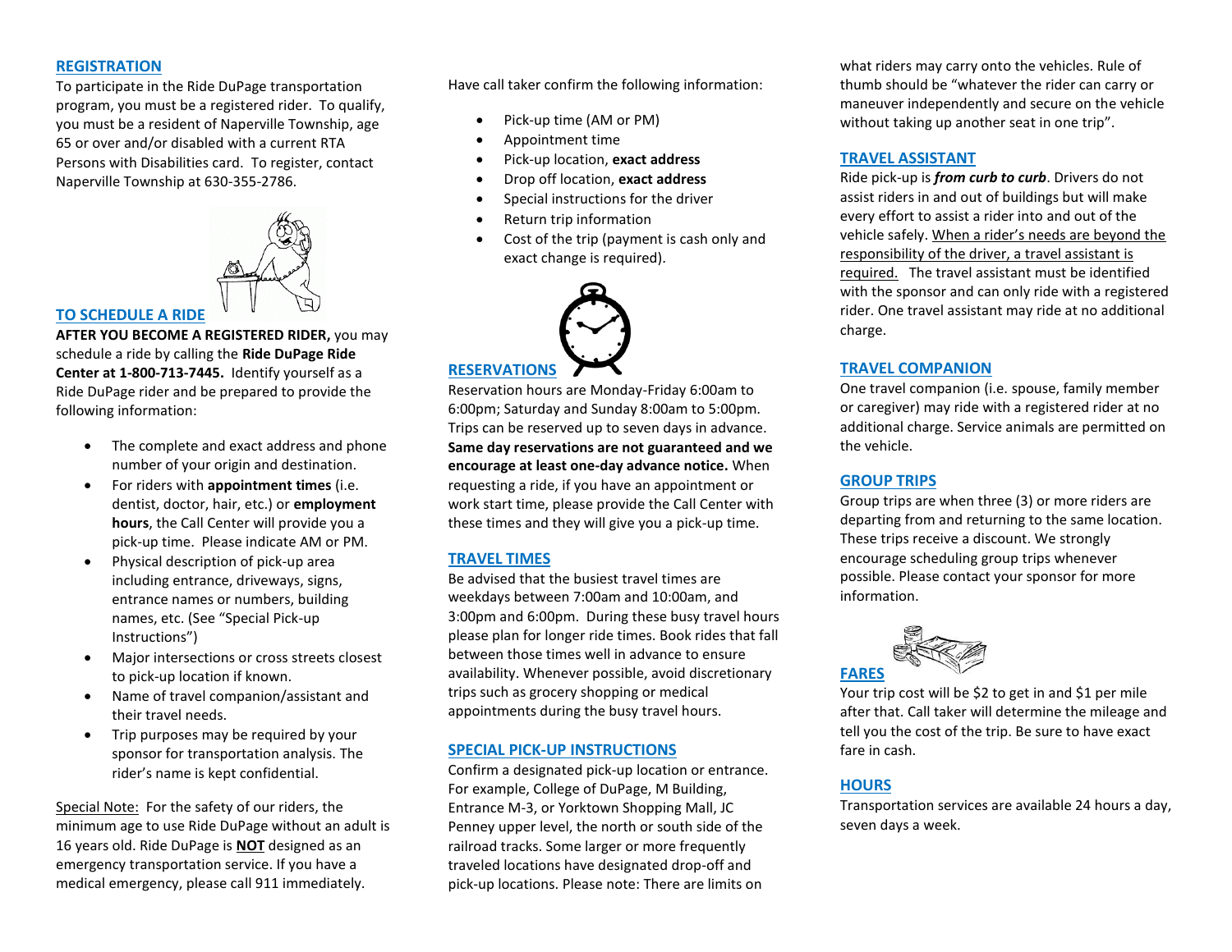## REGISTRATION

To participate in the Ride DuPage transportation program, you must be a registered rider. To qualify, you must be a resident of Naperville Township, age 65 or over and/or disabled with a current RTA Persons with Disabilities card. To register, contact Naperville Township at 630-355-2786.

## TO SCHEDULE A RIDE

**AFTER YOU BECOME A REGISTERED RIDER,** you may schedule a ride by calling the **Ride DuPage Ride Center at 1-800-713-7445.** Identify yourself as a Ride DuPage rider and be prepared to provide the following information:

- The complete and exact address and phone number of your origin and destination.
- For riders with **appointment times** (i.e. dentist, doctor, hair, etc.) or **employment hours**, the Call Center will provide you a pick-up time. Please indicate AM or PM.
- Physical description of pick-up area including entrance, driveways, signs, entrance names or numbers, building names, etc. (See "Special Pick-up Instructions")
- Major intersections or cross streets closest to pick-up location if known.
- Name of travel companion/assistant and their travel needs.
- Trip purposes may be required by your sponsor for transportation analysis. The rider's name is kept confidential.

Special Note: For the safety of our riders, the minimum age to use Ride DuPage without an adult is 16 years old. Ride DuPage is **NOT** designed as an emergency transportation service. If you have a medical emergency, please call 911 immediately.

Have call taker confirm the following information:

- Pick-up time (AM or PM)
- Appointment time
- Pick-up location, **exact address**
- Drop off location, **exact address**
- Special instructions for the driver
- Return trip information
- Cost of the trip (payment is cash only and exact change is required).

## RESERVATIONS

Reservation hours are Monday-Friday 6:00am to 6:00pm; Saturday and Sunday 8:00am to 5:00pm. Trips can be reserved up to seven days in advance. **Same day reservations are not guaranteed and we encourage at least one-day advance notice.** When requesting a ride, if you have an appointment or work start time, please provide the Call Center with these times and they will give you a pick-up time.

## TRAVEL TIMES

Be advised that the busiest travel times are weekdays between 7:00am and 10:00am, and 3:00pm and 6:00pm. During these busy travel hours please plan for longer ride times. Book rides that fall between those times well in advance to ensure availability. Whenever possible, avoid discretionary trips such as grocery shopping or medical appointments during the busy travel hours.

## SPECIAL PICK-UP INSTRUCTIONS

Confirm a designated pick-up location or entrance. For example, College of DuPage, M Building, Entrance M-3, or Yorktown Shopping Mall, JC Penney upper level, the north or south side of the railroad tracks. Some larger or more frequently traveled locations have designated drop-off and pick-up locations. Please note: There are limits on what riders may carry onto the vehicles. Rule of thumb should be "whatever the rider can carry or maneuver independently and secure on the vehicle without taking up another seat in one trip".

## TRAVEL ASSISTANT

Ride pick-up is ***from curb to curb***. Drivers do not assist riders in and out of buildings but will make every effort to assist a rider into and out of the vehicle safely. When a rider's needs are beyond the responsibility of the driver, a travel assistant is required. The travel assistant must be identified with the sponsor and can only ride with a registered rider. One travel assistant may ride at no additional charge.

## TRAVEL COMPANION

One travel companion (i.e. spouse, family member or caregiver) may ride with a registered rider at no additional charge. Service animals are permitted on the vehicle.

## GROUP TRIPS

Group trips are when three (3) or more riders are departing from and returning to the same location. These trips receive a discount. We strongly encourage scheduling group trips whenever possible. Please contact your sponsor for more information.

## FARES

Your trip cost will be $2 to get in and $1 per mile after that. Call taker will determine the mileage and tell you the cost of the trip. Be sure to have exact fare in cash.

## HOURS

Transportation services are available 24 hours a day, seven days a week.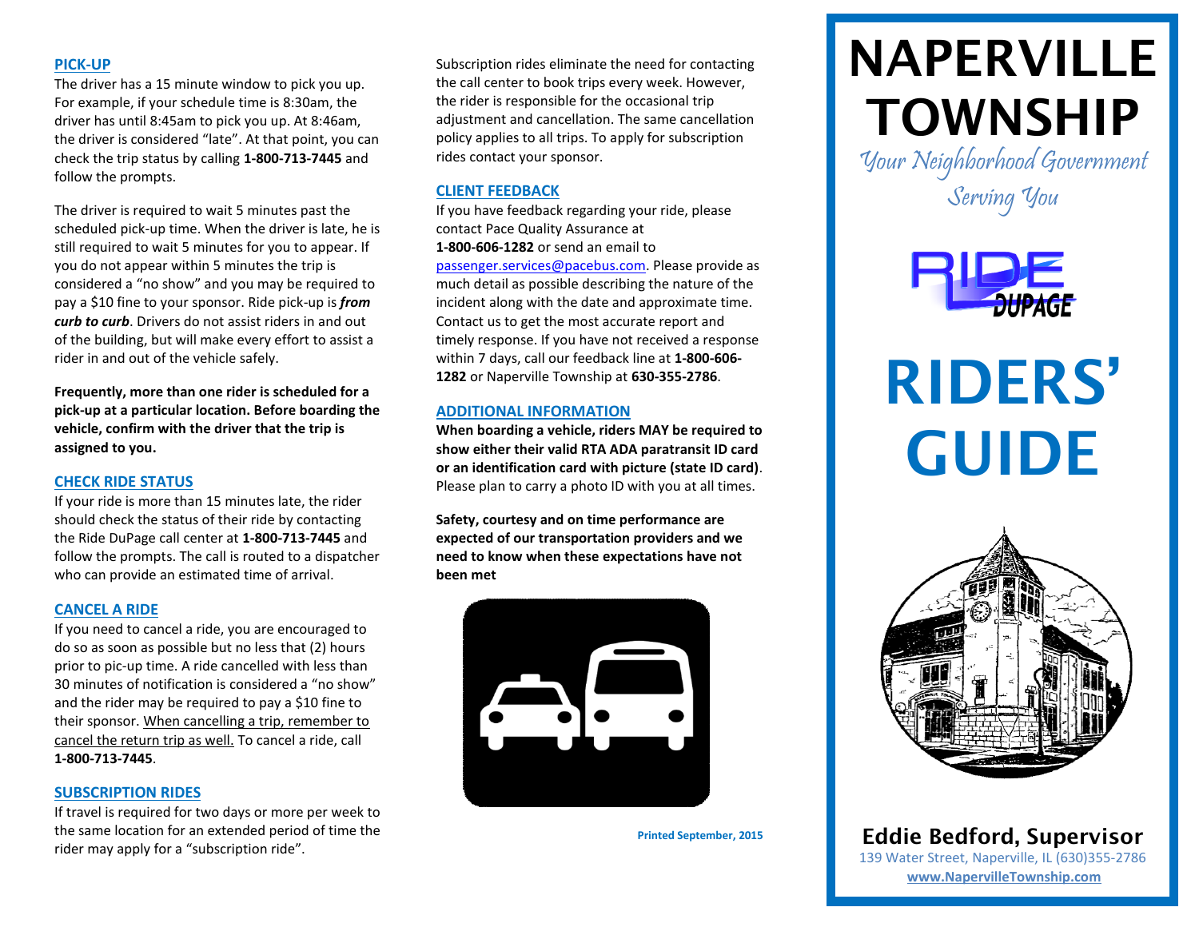## PICK-UP

The driver has a 15 minute window to pick you up. For example, if your schedule time is 8:30am, the driver has until 8:45am to pick you up. At 8:46am, the driver is considered "late". At that point, you can check the trip status by calling **1-800-713-7445** and follow the prompts.

The driver is required to wait 5 minutes past the scheduled pick-up time. When the driver is late, he is still required to wait 5 minutes for you to appear. If you do not appear within 5 minutes the trip is considered a "no show" and you may be required to pay a $10 fine to your sponsor. Ride pick-up is ***from curb to curb***. Drivers do not assist riders in and out of the building, but will make every effort to assist a rider in and out of the vehicle safely.

**Frequently, more than one rider is scheduled for a pick-up at a particular location. Before boarding the vehicle, confirm with the driver that the trip is assigned to you.**

## CHECK RIDE STATUS

If your ride is more than 15 minutes late, the rider should check the status of their ride by contacting the Ride DuPage call center at **1-800-713-7445** and follow the prompts. The call is routed to a dispatcher who can provide an estimated time of arrival.

## CANCEL A RIDE

If you need to cancel a ride, you are encouraged to do so as soon as possible but no less that (2) hours prior to pic-up time. A ride cancelled with less than 30 minutes of notification is considered a "no show" and the rider may be required to pay a $10 fine to their sponsor. When cancelling a trip, remember to cancel the return trip as well. To cancel a ride, call **1-800-713-7445**.

## SUBSCRIPTION RIDES

If travel is required for two days or more per week to the same location for an extended period of time the rider may apply for a "subscription ride".

Subscription rides eliminate the need for contacting the call center to book trips every week. However, the rider is responsible for the occasional trip adjustment and cancellation. The same cancellation policy applies to all trips. To apply for subscription rides contact your sponsor.

## CLIENT FEEDBACK

If you have feedback regarding your ride, please contact Pace Quality Assurance at **1-800-606-1282** or send an email to passenger.services@pacebus.com. Please provide as much detail as possible describing the nature of the incident along with the date and approximate time. Contact us to get the most accurate report and timely response. If you have not received a response within 7 days, call our feedback line at **1-800-606-1282** or Naperville Township at **630-355-2786**.

## ADDITIONAL INFORMATION

**When boarding a vehicle, riders MAY be required to show either their valid RTA ADA paratransit ID card or an identification card with picture (state ID card)**. Please plan to carry a photo ID with you at all times.

**Safety, courtesy and on time performance are expected of our transportation providers and we need to know when these expectations have not been met**

Printed September, 2015

# NAPERVILLE TOWNSHIP

*Your Neighborhood Government Serving You*

RIDE DUPAGE

# RIDERS' GUIDE

**Eddie Bedford, Supervisor**

139 Water Street, Naperville, IL (630)355-2786

**www.NapervilleTownship.com**